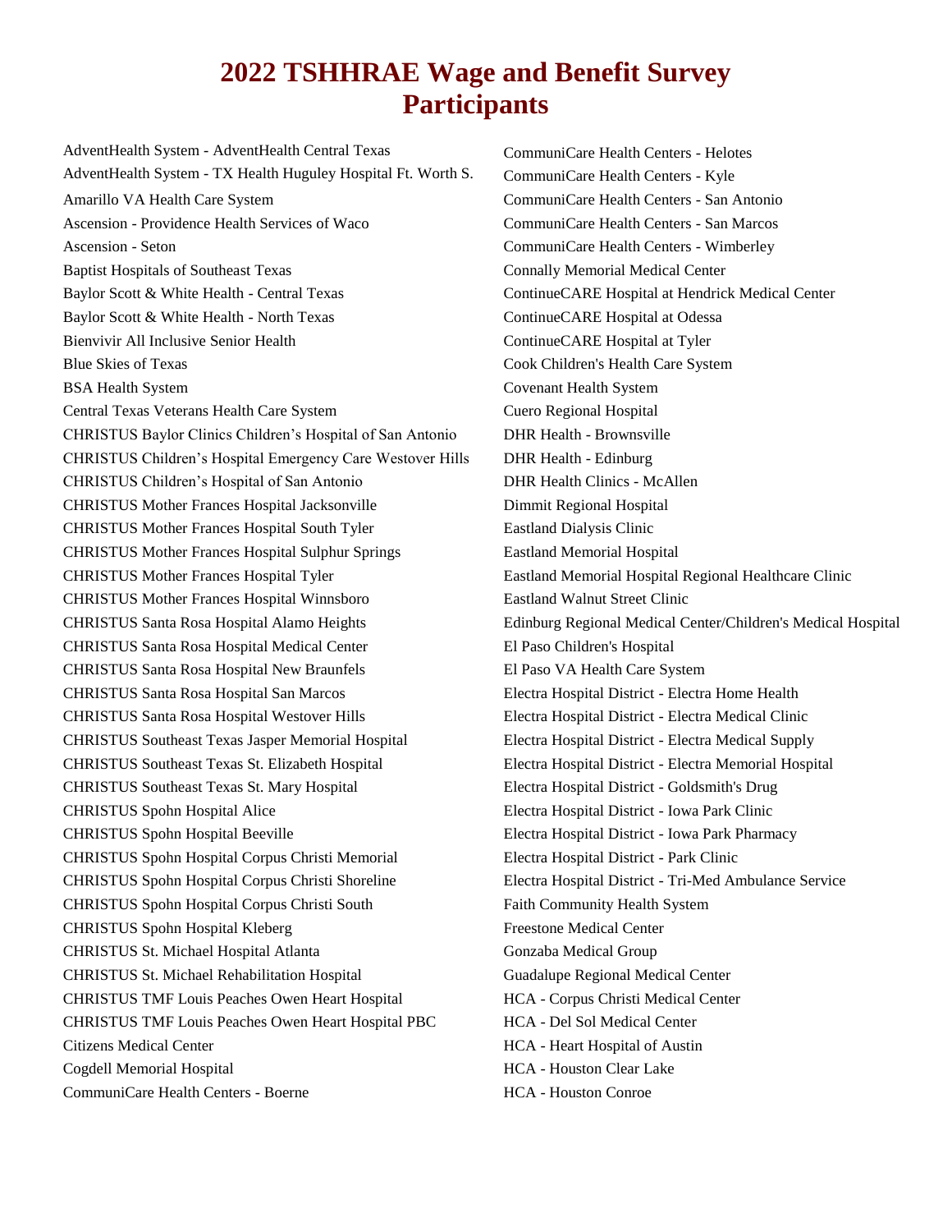# 2022 TSHHRAE Wage and Benefit Survey Participants

AdventHealth System - AdventHealth Central Texas
AdventHealth System - TX Health Huguley Hospital Ft. Worth S.
Amarillo VA Health Care System
Ascension - Providence Health Services of Waco
Ascension - Seton
Baptist Hospitals of Southeast Texas
Baylor Scott & White Health - Central Texas
Baylor Scott & White Health - North Texas
Bienvivir All Inclusive Senior Health
Blue Skies of Texas
BSA Health System
Central Texas Veterans Health Care System
CHRISTUS Baylor Clinics Children's Hospital of San Antonio
CHRISTUS Children's Hospital Emergency Care Westover Hills
CHRISTUS Children's Hospital of San Antonio
CHRISTUS Mother Frances Hospital Jacksonville
CHRISTUS Mother Frances Hospital South Tyler
CHRISTUS Mother Frances Hospital Sulphur Springs
CHRISTUS Mother Frances Hospital Tyler
CHRISTUS Mother Frances Hospital Winnsboro
CHRISTUS Santa Rosa Hospital Alamo Heights
CHRISTUS Santa Rosa Hospital Medical Center
CHRISTUS Santa Rosa Hospital New Braunfels
CHRISTUS Santa Rosa Hospital San Marcos
CHRISTUS Santa Rosa Hospital Westover Hills
CHRISTUS Southeast Texas Jasper Memorial Hospital
CHRISTUS Southeast Texas St. Elizabeth Hospital
CHRISTUS Southeast Texas St. Mary Hospital
CHRISTUS Spohn Hospital Alice
CHRISTUS Spohn Hospital Beeville
CHRISTUS Spohn Hospital Corpus Christi Memorial
CHRISTUS Spohn Hospital Corpus Christi Shoreline
CHRISTUS Spohn Hospital Corpus Christi South
CHRISTUS Spohn Hospital Kleberg
CHRISTUS St. Michael Hospital Atlanta
CHRISTUS St. Michael Rehabilitation Hospital
CHRISTUS TMF Louis Peaches Owen Heart Hospital
CHRISTUS TMF Louis Peaches Owen Heart Hospital PBC
Citizens Medical Center
Cogdell Memorial Hospital
CommuniCare Health Centers - Boerne
CommuniCare Health Centers - Helotes
CommuniCare Health Centers - Kyle
CommuniCare Health Centers - San Antonio
CommuniCare Health Centers - San Marcos
CommuniCare Health Centers - Wimberley
Connally Memorial Medical Center
ContinueCARE Hospital at Hendrick Medical Center
ContinueCARE Hospital at Odessa
ContinueCARE Hospital at Tyler
Cook Children's Health Care System
Covenant Health System
Cuero Regional Hospital
DHR Health - Brownsville
DHR Health - Edinburg
DHR Health Clinics - McAllen
Dimmit Regional Hospital
Eastland Dialysis Clinic
Eastland Memorial Hospital
Eastland Memorial Hospital Regional Healthcare Clinic
Eastland Walnut Street Clinic
Edinburg Regional Medical Center/Children's Medical Hospital
El Paso Children's Hospital
El Paso VA Health Care System
Electra Hospital District - Electra Home Health
Electra Hospital District - Electra Medical Clinic
Electra Hospital District - Electra Medical Supply
Electra Hospital District - Electra Memorial Hospital
Electra Hospital District - Goldsmith's Drug
Electra Hospital District - Iowa Park Clinic
Electra Hospital District - Iowa Park Pharmacy
Electra Hospital District - Park Clinic
Electra Hospital District - Tri-Med Ambulance Service
Faith Community Health System
Freestone Medical Center
Gonzaba Medical Group
Guadalupe Regional Medical Center
HCA - Corpus Christi Medical Center
HCA - Del Sol Medical Center
HCA - Heart Hospital of Austin
HCA - Houston Clear Lake
HCA - Houston Conroe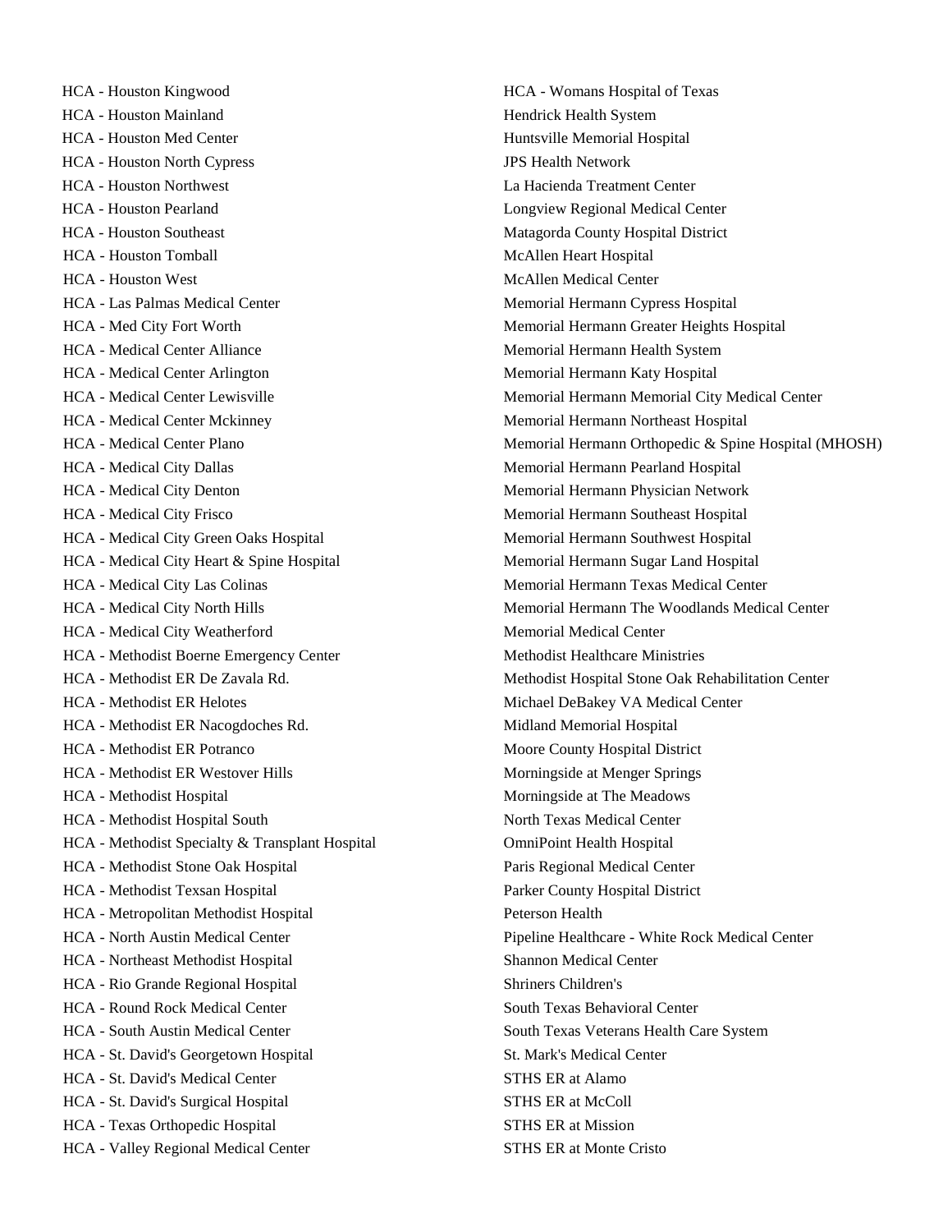HCA - Houston Kingwood
HCA - Houston Mainland
HCA - Houston Med Center
HCA - Houston North Cypress
HCA - Houston Northwest
HCA - Houston Pearland
HCA - Houston Southeast
HCA - Houston Tomball
HCA - Houston West
HCA - Las Palmas Medical Center
HCA - Med City Fort Worth
HCA - Medical Center Alliance
HCA - Medical Center Arlington
HCA - Medical Center Lewisville
HCA - Medical Center Mckinney
HCA - Medical Center Plano
HCA - Medical City Dallas
HCA - Medical City Denton
HCA - Medical City Frisco
HCA - Medical City Green Oaks Hospital
HCA - Medical City Heart & Spine Hospital
HCA - Medical City Las Colinas
HCA - Medical City North Hills
HCA - Medical City Weatherford
HCA - Methodist Boerne Emergency Center
HCA - Methodist ER De Zavala Rd.
HCA - Methodist ER Helotes
HCA - Methodist ER Nacogdoches Rd.
HCA - Methodist ER Potranco
HCA - Methodist ER Westover Hills
HCA - Methodist Hospital
HCA - Methodist Hospital South
HCA - Methodist Specialty & Transplant Hospital
HCA - Methodist Stone Oak Hospital
HCA - Methodist Texsan Hospital
HCA - Metropolitan Methodist Hospital
HCA - North Austin Medical Center
HCA - Northeast Methodist Hospital
HCA - Rio Grande Regional Hospital
HCA - Round Rock Medical Center
HCA - South Austin Medical Center
HCA - St. David's Georgetown Hospital
HCA - St. David's Medical Center
HCA - St. David's Surgical Hospital
HCA - Texas Orthopedic Hospital
HCA - Valley Regional Medical Center
HCA - Womans Hospital of Texas
Hendrick Health System
Huntsville Memorial Hospital
JPS Health Network
La Hacienda Treatment Center
Longview Regional Medical Center
Matagorda County Hospital District
McAllen Heart Hospital
McAllen Medical Center
Memorial Hermann Cypress Hospital
Memorial Hermann Greater Heights Hospital
Memorial Hermann Health System
Memorial Hermann Katy Hospital
Memorial Hermann Memorial City Medical Center
Memorial Hermann Northeast Hospital
Memorial Hermann Orthopedic & Spine Hospital (MHOSH)
Memorial Hermann Pearland Hospital
Memorial Hermann Physician Network
Memorial Hermann Southeast Hospital
Memorial Hermann Southwest Hospital
Memorial Hermann Sugar Land Hospital
Memorial Hermann Texas Medical Center
Memorial Hermann The Woodlands Medical Center
Memorial Medical Center
Methodist Healthcare Ministries
Methodist Hospital Stone Oak Rehabilitation Center
Michael DeBakey VA Medical Center
Midland Memorial Hospital
Moore County Hospital District
Morningside at Menger Springs
Morningside at The Meadows
North Texas Medical Center
OmniPoint Health Hospital
Paris Regional Medical Center
Parker County Hospital District
Peterson Health
Pipeline Healthcare - White Rock Medical Center
Shannon Medical Center
Shriners Children's
South Texas Behavioral Center
South Texas Veterans Health Care System
St. Mark's Medical Center
STHS ER at Alamo
STHS ER at McColl
STHS ER at Mission
STHS ER at Monte Cristo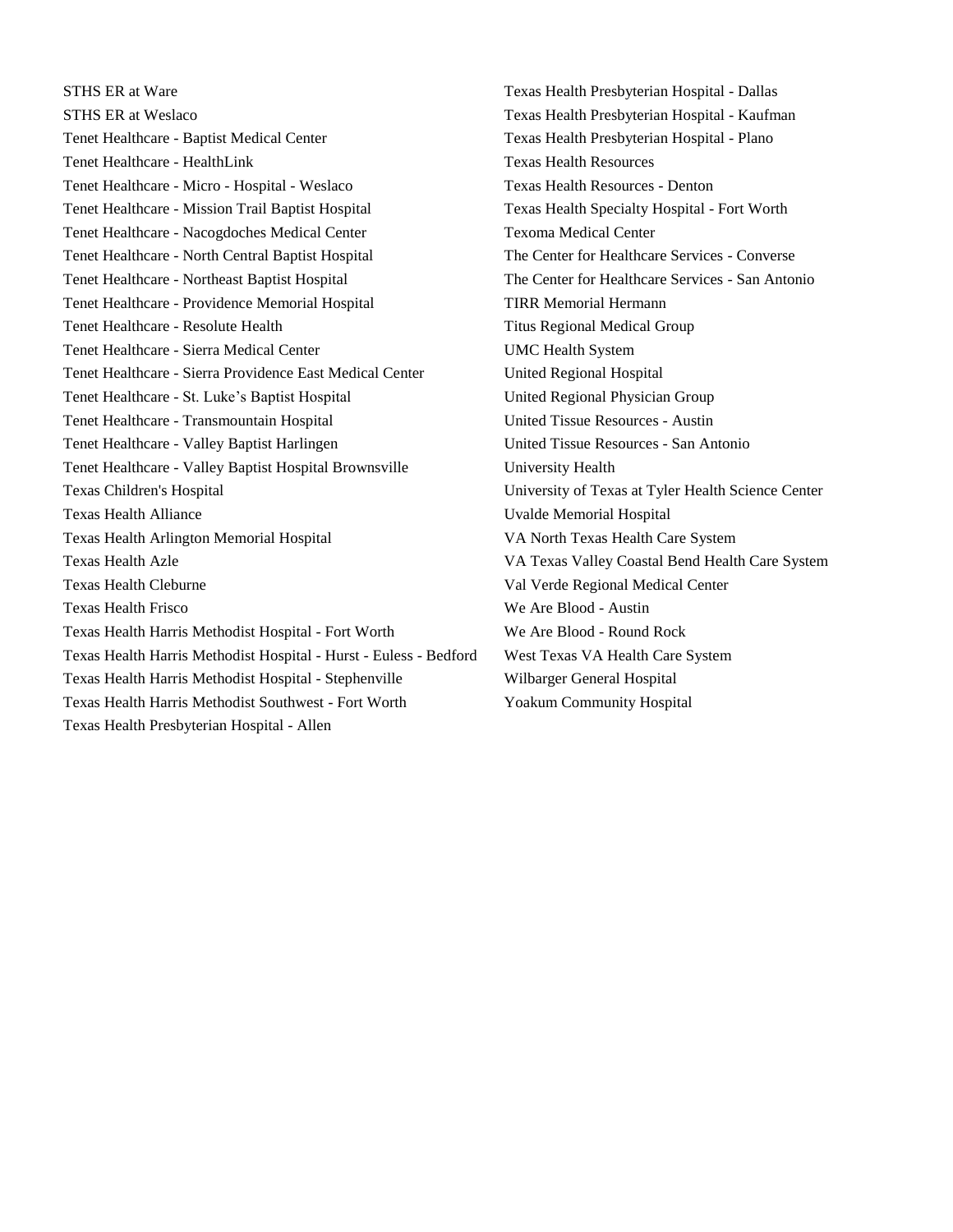STHS ER at Ware
STHS ER at Weslaco
Tenet Healthcare - Baptist Medical Center
Tenet Healthcare - HealthLink
Tenet Healthcare - Micro - Hospital - Weslaco
Tenet Healthcare - Mission Trail Baptist Hospital
Tenet Healthcare - Nacogdoches Medical Center
Tenet Healthcare - North Central Baptist Hospital
Tenet Healthcare - Northeast Baptist Hospital
Tenet Healthcare - Providence Memorial Hospital
Tenet Healthcare - Resolute Health
Tenet Healthcare - Sierra Medical Center
Tenet Healthcare - Sierra Providence East Medical Center
Tenet Healthcare - St. Luke’s Baptist Hospital
Tenet Healthcare - Transmountain Hospital
Tenet Healthcare - Valley Baptist Harlingen
Tenet Healthcare - Valley Baptist Hospital Brownsville
Texas Children's Hospital
Texas Health Alliance
Texas Health Arlington Memorial Hospital
Texas Health Azle
Texas Health Cleburne
Texas Health Frisco
Texas Health Harris Methodist Hospital - Fort Worth
Texas Health Harris Methodist Hospital - Hurst - Euless - Bedford
Texas Health Harris Methodist Hospital - Stephenville
Texas Health Harris Methodist Southwest - Fort Worth
Texas Health Presbyterian Hospital - Allen
Texas Health Presbyterian Hospital - Dallas
Texas Health Presbyterian Hospital - Kaufman
Texas Health Presbyterian Hospital - Plano
Texas Health Resources
Texas Health Resources - Denton
Texas Health Specialty Hospital - Fort Worth
Texoma Medical Center
The Center for Healthcare Services - Converse
The Center for Healthcare Services - San Antonio
TIRR Memorial Hermann
Titus Regional Medical Group
UMC Health System
United Regional Hospital
United Regional Physician Group
United Tissue Resources - Austin
United Tissue Resources - San Antonio
University Health
University of Texas at Tyler Health Science Center
Uvalde Memorial Hospital
VA North Texas Health Care System
VA Texas Valley Coastal Bend Health Care System
Val Verde Regional Medical Center
We Are Blood - Austin
We Are Blood - Round Rock
West Texas VA Health Care System
Wilbarger General Hospital
Yoakum Community Hospital